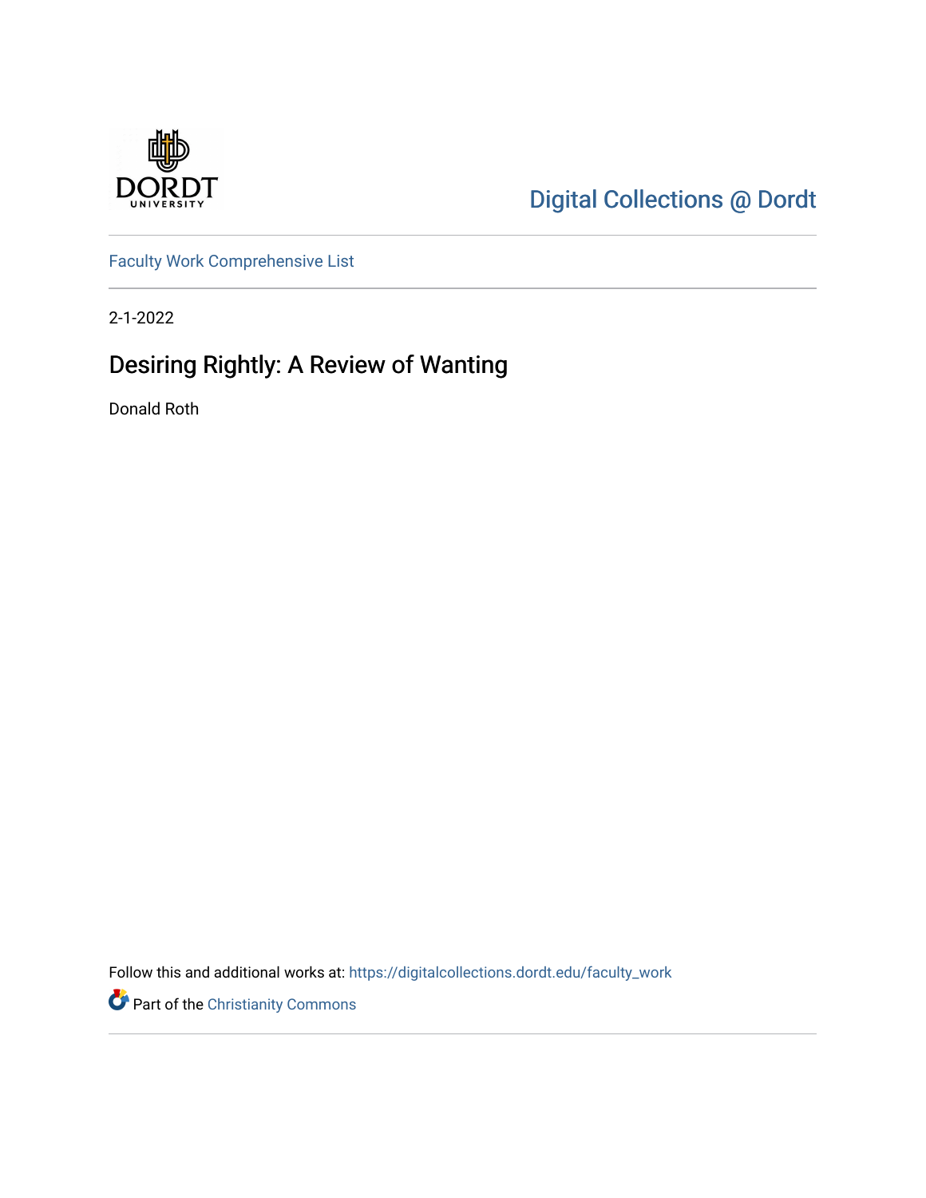Digital Collections @ Dordt

Faculty Work Comprehensive List

2-1-2022

# Desiring Rightly: A Review of Wanting

Donald Roth

Follow this and additional works at: https://digitalcollections.dordt.edu/faculty_work

Part of the Christianity Commons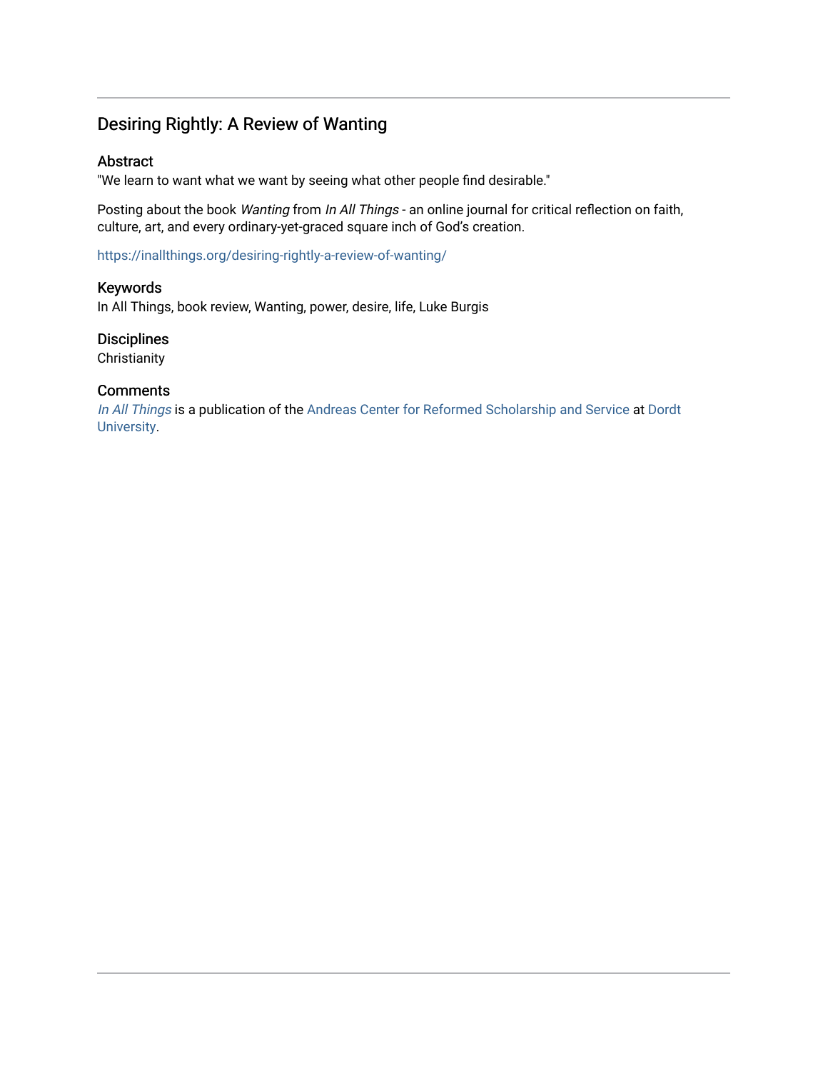# Desiring Rightly: A Review of Wanting

## Abstract

"We learn to want what we want by seeing what other people find desirable."

Posting about the book *Wanting* from *In All Things* - an online journal for critical reflection on faith, culture, art, and every ordinary-yet-graced square inch of God's creation.

https://inallthings.org/desiring-rightly-a-review-of-wanting/

## Keywords

In All Things, book review, Wanting, power, desire, life, Luke Burgis

## Disciplines

Christianity

## Comments

*In All Things* is a publication of the Andreas Center for Reformed Scholarship and Service at Dordt University.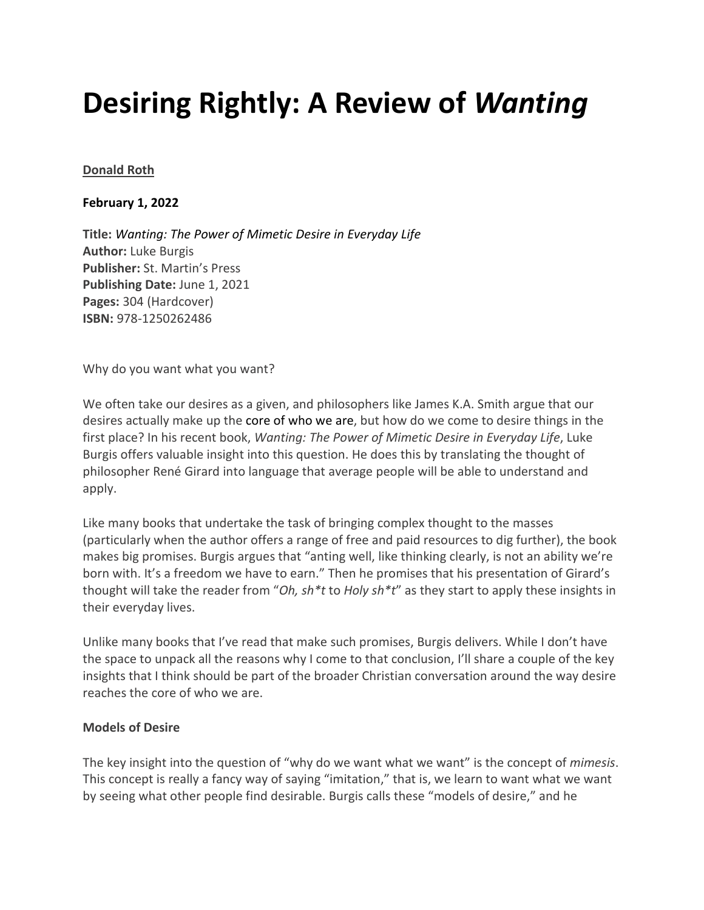// Transcribed as an instructed markdown conversion; "anting well" and "Oh, sh*t to Holy sh*t" kept exactly as they appear on the page.
# Desiring Rightly: A Review of *Wanting*

**Donald Roth**

**February 1, 2022**

**Title:** *Wanting: The Power of Mimetic Desire in Everyday Life*
**Author:** Luke Burgis
**Publisher:** St. Martin's Press
**Publishing Date:** June 1, 2021
**Pages:** 304 (Hardcover)
**ISBN:** 978-1250262486

Why do you want what you want?

We often take our desires as a given, and philosophers like James K.A. Smith argue that our desires actually make up the core of who we are, but how do we come to desire things in the first place? In his recent book, *Wanting: The Power of Mimetic Desire in Everyday Life*, Luke Burgis offers valuable insight into this question. He does this by translating the thought of philosopher René Girard into language that average people will be able to understand and apply.

Like many books that undertake the task of bringing complex thought to the masses (particularly when the author offers a range of free and paid resources to dig further), the book makes big promises. Burgis argues that "anting well, like thinking clearly, is not an ability we're born with. It's a freedom we have to earn." Then he promises that his presentation of Girard's thought will take the reader from "*Oh, sh*t* to *Holy sh*t*" as they start to apply these insights in their everyday lives.

Unlike many books that I've read that make such promises, Burgis delivers. While I don't have the space to unpack all the reasons why I come to that conclusion, I'll share a couple of the key insights that I think should be part of the broader Christian conversation around the way desire reaches the core of who we are.

**Models of Desire**

The key insight into the question of "why do we want what we want" is the concept of *mimesis*. This concept is really a fancy way of saying "imitation," that is, we learn to want what we want by seeing what other people find desirable. Burgis calls these "models of desire," and he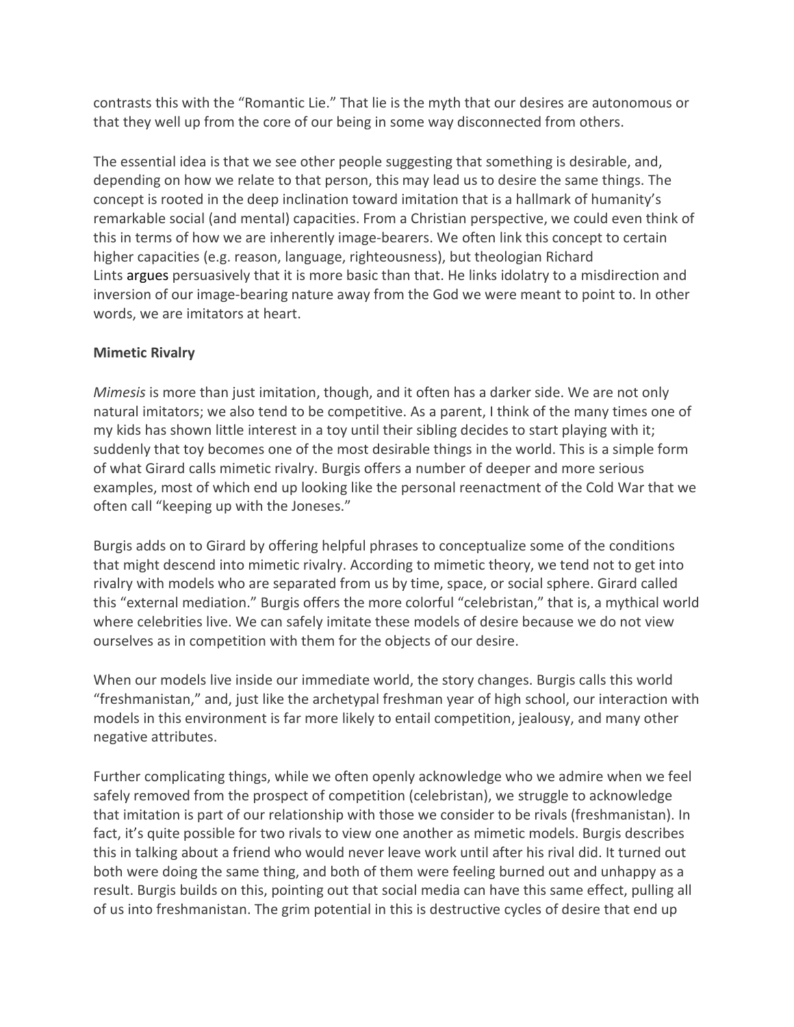contrasts this with the "Romantic Lie." That lie is the myth that our desires are autonomous or that they well up from the core of our being in some way disconnected from others.

The essential idea is that we see other people suggesting that something is desirable, and, depending on how we relate to that person, this may lead us to desire the same things. The concept is rooted in the deep inclination toward imitation that is a hallmark of humanity's remarkable social (and mental) capacities. From a Christian perspective, we could even think of this in terms of how we are inherently image-bearers. We often link this concept to certain higher capacities (e.g. reason, language, righteousness), but theologian Richard Lints argues persuasively that it is more basic than that. He links idolatry to a misdirection and inversion of our image-bearing nature away from the God we were meant to point to. In other words, we are imitators at heart.

**Mimetic Rivalry**

*Mimesis* is more than just imitation, though, and it often has a darker side. We are not only natural imitators; we also tend to be competitive. As a parent, I think of the many times one of my kids has shown little interest in a toy until their sibling decides to start playing with it; suddenly that toy becomes one of the most desirable things in the world. This is a simple form of what Girard calls mimetic rivalry. Burgis offers a number of deeper and more serious examples, most of which end up looking like the personal reenactment of the Cold War that we often call "keeping up with the Joneses."

Burgis adds on to Girard by offering helpful phrases to conceptualize some of the conditions that might descend into mimetic rivalry. According to mimetic theory, we tend not to get into rivalry with models who are separated from us by time, space, or social sphere. Girard called this "external mediation." Burgis offers the more colorful "celebristan," that is, a mythical world where celebrities live. We can safely imitate these models of desire because we do not view ourselves as in competition with them for the objects of our desire.

When our models live inside our immediate world, the story changes. Burgis calls this world "freshmanistan," and, just like the archetypal freshman year of high school, our interaction with models in this environment is far more likely to entail competition, jealousy, and many other negative attributes.

Further complicating things, while we often openly acknowledge who we admire when we feel safely removed from the prospect of competition (celebristan), we struggle to acknowledge that imitation is part of our relationship with those we consider to be rivals (freshmanistan). In fact, it's quite possible for two rivals to view one another as mimetic models. Burgis describes this in talking about a friend who would never leave work until after his rival did. It turned out both were doing the same thing, and both of them were feeling burned out and unhappy as a result. Burgis builds on this, pointing out that social media can have this same effect, pulling all of us into freshmanistan. The grim potential in this is destructive cycles of desire that end up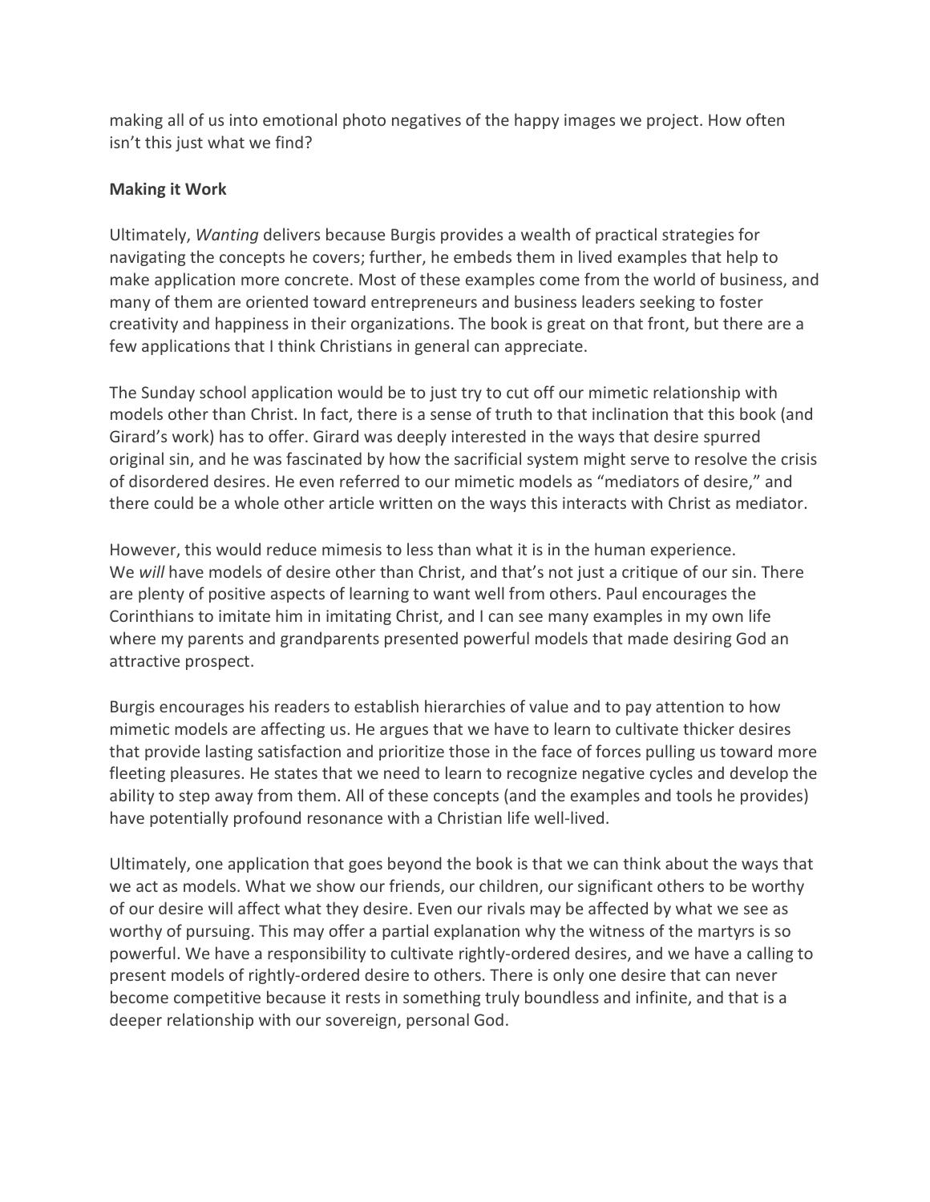making all of us into emotional photo negatives of the happy images we project. How often isn't this just what we find?

**Making it Work**

Ultimately, *Wanting* delivers because Burgis provides a wealth of practical strategies for navigating the concepts he covers; further, he embeds them in lived examples that help to make application more concrete. Most of these examples come from the world of business, and many of them are oriented toward entrepreneurs and business leaders seeking to foster creativity and happiness in their organizations. The book is great on that front, but there are a few applications that I think Christians in general can appreciate.

The Sunday school application would be to just try to cut off our mimetic relationship with models other than Christ. In fact, there is a sense of truth to that inclination that this book (and Girard's work) has to offer. Girard was deeply interested in the ways that desire spurred original sin, and he was fascinated by how the sacrificial system might serve to resolve the crisis of disordered desires. He even referred to our mimetic models as "mediators of desire," and there could be a whole other article written on the ways this interacts with Christ as mediator.

However, this would reduce mimesis to less than what it is in the human experience. We *will* have models of desire other than Christ, and that's not just a critique of our sin. There are plenty of positive aspects of learning to want well from others. Paul encourages the Corinthians to imitate him in imitating Christ, and I can see many examples in my own life where my parents and grandparents presented powerful models that made desiring God an attractive prospect.

Burgis encourages his readers to establish hierarchies of value and to pay attention to how mimetic models are affecting us. He argues that we have to learn to cultivate thicker desires that provide lasting satisfaction and prioritize those in the face of forces pulling us toward more fleeting pleasures. He states that we need to learn to recognize negative cycles and develop the ability to step away from them. All of these concepts (and the examples and tools he provides) have potentially profound resonance with a Christian life well-lived.

Ultimately, one application that goes beyond the book is that we can think about the ways that we act as models. What we show our friends, our children, our significant others to be worthy of our desire will affect what they desire. Even our rivals may be affected by what we see as worthy of pursuing. This may offer a partial explanation why the witness of the martyrs is so powerful. We have a responsibility to cultivate rightly-ordered desires, and we have a calling to present models of rightly-ordered desire to others. There is only one desire that can never become competitive because it rests in something truly boundless and infinite, and that is a deeper relationship with our sovereign, personal God.